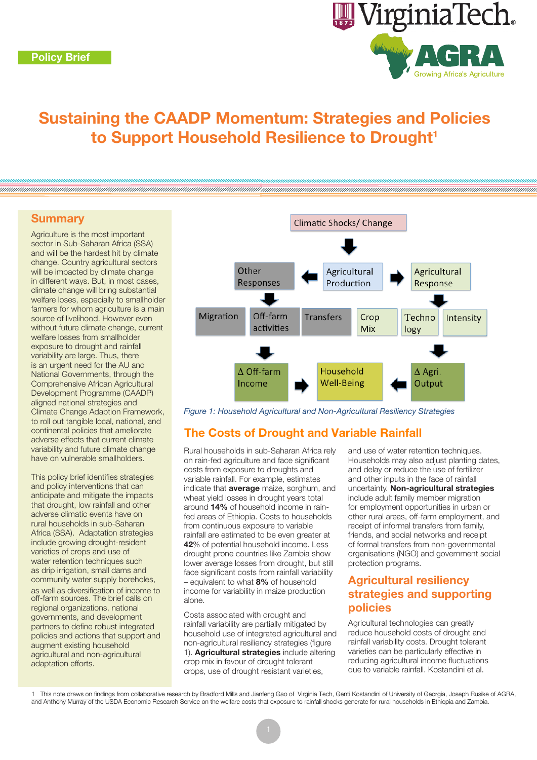Policy Brief

# Sustaining the CAADP Momentum: Strategies and Policies to Support Household Resilience to Drought[1]

## Summary

Agriculture is the most important sector in Sub-Saharan Africa (SSA) and will be the hardest hit by climate change. Country agricultural sectors will be impacted by climate change in different ways. But, in most cases, climate change will bring substantial welfare loses, especially to smallholder farmers for whom agriculture is a main source of livelihood. However even without future climate change, current welfare losses from smallholder exposure to drought and rainfall variability are large. Thus, there is an urgent need for the AU and National Governments, through the Comprehensive African Agricultural Development Programme (CAADP) aligned national strategies and Climate Change Adaption Framework, to roll out tangible local, national, and continental policies that ameliorate adverse effects that current climate variability and future climate change have on vulnerable smallholders.

This policy brief identifies strategies and policy interventions that can anticipate and mitigate the impacts that drought, low rainfall and other adverse climatic events have on rural households in sub-Saharan Africa (SSA). Adaptation strategies include growing drought-resident varieties of crops and use of water retention techniques such as drip irrigation, small dams and community water supply boreholes, as well as diversification of income to off-farm sources. The brief calls on regional organizations, national governments, and development partners to define robust integrated policies and actions that support and augment existing household agricultural and non-agricultural adaptation efforts.

*Figure 1: Household Agricultural and Non-Agricultural Resiliency Strategies*

## The Costs of Drought and Variable Rainfall

Rural households in sub-Saharan Africa rely on rain-fed agriculture and face significant costs from exposure to droughts and variable rainfall. For example, estimates indicate that **average** maize, sorghum, and wheat yield losses in drought years total around **14%** of household income in rain-fed areas of Ethiopia. Costs to households from continuous exposure to variable rainfall are estimated to be even greater at **42**% of potential household income. Less drought prone countries like Zambia show lower average losses from drought, but still face significant costs from rainfall variability – equivalent to what **8%** of household income for variability in maize production alone.

Costs associated with drought and rainfall variability are partially mitigated by household use of integrated agricultural and non-agricultural resiliency strategies (figure 1). **Agricultural strategies** include altering crop mix in favour of drought tolerant crops, use of drought resistant varieties, and use of water retention techniques. Households may also adjust planting dates, and delay or reduce the use of fertilizer and other inputs in the face of rainfall uncertainty. **Non-agricultural strategies** include adult family member migration for employment opportunities in urban or other rural areas, off-farm employment, and receipt of informal transfers from family, friends, and social networks and receipt of formal transfers from non-governmental organisations (NGO) and government social protection programs.

## Agricultural resiliency strategies and supporting policies

Agricultural technologies can greatly reduce household costs of drought and rainfall variability costs. Drought tolerant varieties can be particularly effective in reducing agricultural income fluctuations due to variable rainfall. Kostandini et al.

---

1 This note draws on findings from collaborative research by Bradford Mills and Jianfeng Gao of Virginia Tech, Genti Kostandini of University of Georgia, Joseph Rusike of AGRA, and Anthony Murray of the USDA Economic Research Service on the welfare costs that exposure to rainfall shocks generate for rural households in Ethiopia and Zambia.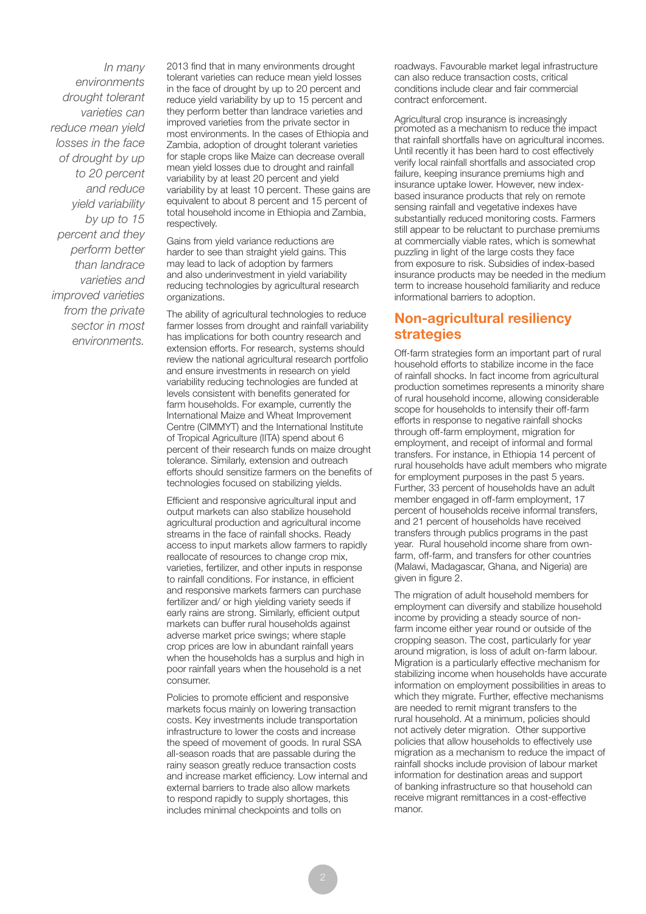*In many environments drought tolerant varieties can reduce mean yield losses in the face of drought by up to 20 percent and reduce yield variability by up to 15 percent and they perform better than landrace varieties and improved varieties from the private sector in most environments.*

2013 find that in many environments drought tolerant varieties can reduce mean yield losses in the face of drought by up to 20 percent and reduce yield variability by up to 15 percent and they perform better than landrace varieties and improved varieties from the private sector in most environments. In the cases of Ethiopia and Zambia, adoption of drought tolerant varieties for staple crops like Maize can decrease overall mean yield losses due to drought and rainfall variability by at least 20 percent and yield variability by at least 10 percent. These gains are equivalent to about 8 percent and 15 percent of total household income in Ethiopia and Zambia, respectively.

Gains from yield variance reductions are harder to see than straight yield gains. This may lead to lack of adoption by farmers and also underinvestment in yield variability reducing technologies by agricultural research organizations.

The ability of agricultural technologies to reduce farmer losses from drought and rainfall variability has implications for both country research and extension efforts. For research, systems should review the national agricultural research portfolio and ensure investments in research on yield variability reducing technologies are funded at levels consistent with benefits generated for farm households. For example, currently the International Maize and Wheat Improvement Centre (CIMMYT) and the International Institute of Tropical Agriculture (IITA) spend about 6 percent of their research funds on maize drought tolerance. Similarly, extension and outreach efforts should sensitize farmers on the benefits of technologies focused on stabilizing yields.

Efficient and responsive agricultural input and output markets can also stabilize household agricultural production and agricultural income streams in the face of rainfall shocks. Ready access to input markets allow farmers to rapidly reallocate of resources to change crop mix, varieties, fertilizer, and other inputs in response to rainfall conditions. For instance, in efficient and responsive markets farmers can purchase fertilizer and/ or high yielding variety seeds if early rains are strong. Similarly, efficient output markets can buffer rural households against adverse market price swings; where staple crop prices are low in abundant rainfall years when the households has a surplus and high in poor rainfall years when the household is a net consumer.

Policies to promote efficient and responsive markets focus mainly on lowering transaction costs. Key investments include transportation infrastructure to lower the costs and increase the speed of movement of goods. In rural SSA all-season roads that are passable during the rainy season greatly reduce transaction costs and increase market efficiency. Low internal and external barriers to trade also allow markets to respond rapidly to supply shortages, this includes minimal checkpoints and tolls on roadways. Favourable market legal infrastructure can also reduce transaction costs, critical conditions include clear and fair commercial contract enforcement.

Agricultural crop insurance is increasingly promoted as a mechanism to reduce the impact that rainfall shortfalls have on agricultural incomes. Until recently it has been hard to cost effectively verify local rainfall shortfalls and associated crop failure, keeping insurance premiums high and insurance uptake lower. However, new index-based insurance products that rely on remote sensing rainfall and vegetative indexes have substantially reduced monitoring costs. Farmers still appear to be reluctant to purchase premiums at commercially viable rates, which is somewhat puzzling in light of the large costs they face from exposure to risk. Subsidies of index-based insurance products may be needed in the medium term to increase household familiarity and reduce informational barriers to adoption.

## Non-agricultural resiliency strategies

Off-farm strategies form an important part of rural household efforts to stabilize income in the face of rainfall shocks. In fact income from agricultural production sometimes represents a minority share of rural household income, allowing considerable scope for households to intensify their off-farm efforts in response to negative rainfall shocks through off-farm employment, migration for employment, and receipt of informal and formal transfers. For instance, in Ethiopia 14 percent of rural households have adult members who migrate for employment purposes in the past 5 years. Further, 33 percent of households have an adult member engaged in off-farm employment, 17 percent of households receive informal transfers, and 21 percent of households have received transfers through publics programs in the past year. Rural household income share from own-farm, off-farm, and transfers for other countries (Malawi, Madagascar, Ghana, and Nigeria) are given in figure 2.

The migration of adult household members for employment can diversify and stabilize household income by providing a steady source of non-farm income either year round or outside of the cropping season. The cost, particularly for year around migration, is loss of adult on-farm labour. Migration is a particularly effective mechanism for stabilizing income when households have accurate information on employment possibilities in areas to which they migrate. Further, effective mechanisms are needed to remit migrant transfers to the rural household. At a minimum, policies should not actively deter migration. Other supportive policies that allow households to effectively use migration as a mechanism to reduce the impact of rainfall shocks include provision of labour market information for destination areas and support of banking infrastructure so that household can receive migrant remittances in a cost-effective manor.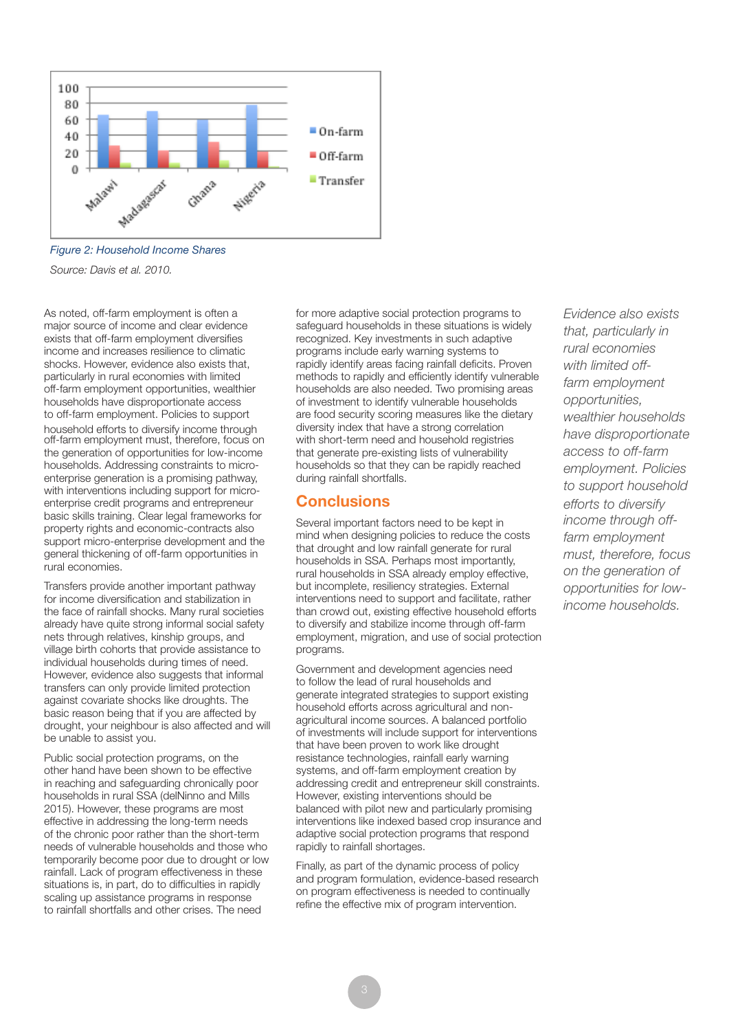Figure 2: Household Income Shares

Source: Davis et al. 2010.

As noted, off-farm employment is often a major source of income and clear evidence exists that off-farm employment diversifies income and increases resilience to climatic shocks. However, evidence also exists that, particularly in rural economies with limited off-farm employment opportunities, wealthier households have disproportionate access to off-farm employment. Policies to support household efforts to diversify income through off-farm employment must, therefore, focus on the generation of opportunities for low-income households. Addressing constraints to micro-enterprise generation is a promising pathway, with interventions including support for micro-enterprise credit programs and entrepreneur basic skills training. Clear legal frameworks for property rights and economic-contracts also support micro-enterprise development and the general thickening of off-farm opportunities in rural economies.

Transfers provide another important pathway for income diversification and stabilization in the face of rainfall shocks. Many rural societies already have quite strong informal social safety nets through relatives, kinship groups, and village birth cohorts that provide assistance to individual households during times of need. However, evidence also suggests that informal transfers can only provide limited protection against covariate shocks like droughts. The basic reason being that if you are affected by drought, your neighbour is also affected and will be unable to assist you.

Public social protection programs, on the other hand have been shown to be effective in reaching and safeguarding chronically poor households in rural SSA (delNinno and Mills 2015). However, these programs are most effective in addressing the long-term needs of the chronic poor rather than the short-term needs of vulnerable households and those who temporarily become poor due to drought or low rainfall. Lack of program effectiveness in these situations is, in part, do to difficulties in rapidly scaling up assistance programs in response to rainfall shortfalls and other crises. The need for more adaptive social protection programs to safeguard households in these situations is widely recognized. Key investments in such adaptive programs include early warning systems to rapidly identify areas facing rainfall deficits. Proven methods to rapidly and efficiently identify vulnerable households are also needed. Two promising areas of investment to identify vulnerable households are food security scoring measures like the dietary diversity index that have a strong correlation with short-term need and household registries that generate pre-existing lists of vulnerability households so that they can be rapidly reached during rainfall shortfalls.

*Evidence also exists that, particularly in rural economies with limited off-farm employment opportunities, wealthier households have disproportionate access to off-farm employment. Policies to support household efforts to diversify income through off-farm employment must, therefore, focus on the generation of opportunities for low-income households.*

## Conclusions

Several important factors need to be kept in mind when designing policies to reduce the costs that drought and low rainfall generate for rural households in SSA. Perhaps most importantly, rural households in SSA already employ effective, but incomplete, resiliency strategies. External interventions need to support and facilitate, rather than crowd out, existing effective household efforts to diversify and stabilize income through off-farm employment, migration, and use of social protection programs.

Government and development agencies need to follow the lead of rural households and generate integrated strategies to support existing household efforts across agricultural and non-agricultural income sources. A balanced portfolio of investments will include support for interventions that have been proven to work like drought resistance technologies, rainfall early warning systems, and off-farm employment creation by addressing credit and entrepreneur skill constraints. However, existing interventions should be balanced with pilot new and particularly promising interventions like indexed based crop insurance and adaptive social protection programs that respond rapidly to rainfall shortages.

Finally, as part of the dynamic process of policy and program formulation, evidence-based research on program effectiveness is needed to continually refine the effective mix of program intervention.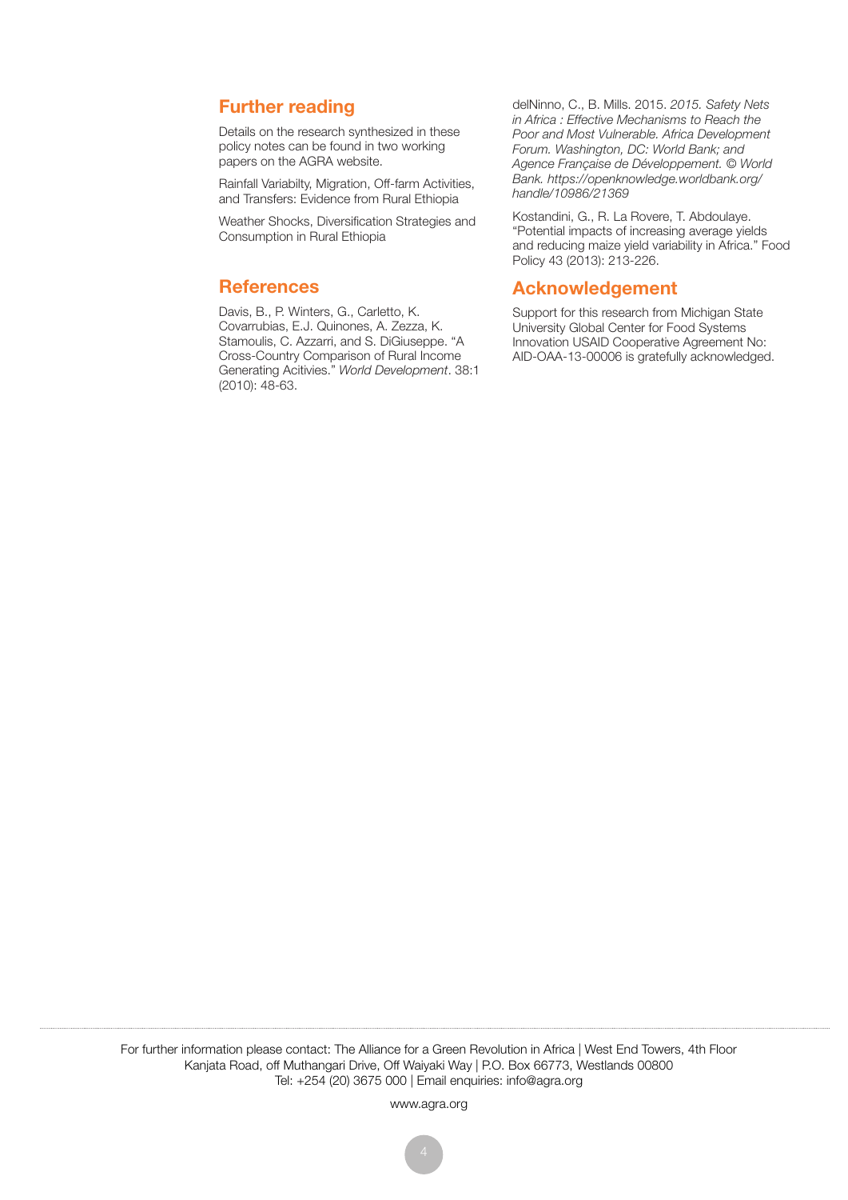## Further reading

Details on the research synthesized in these policy notes can be found in two working papers on the AGRA website.

Rainfall Variabilty, Migration, Off-farm Activities, and Transfers: Evidence from Rural Ethiopia

Weather Shocks, Diversification Strategies and Consumption in Rural Ethiopia

## References

Davis, B., P. Winters, G., Carletto, K. Covarrubias, E.J. Quinones, A. Zezza, K. Stamoulis, C. Azzarri, and S. DiGiuseppe. "A Cross-Country Comparison of Rural Income Generating Acitivies." *World Development*. 38:1 (2010): 48-63.

delNinno, C., B. Mills. 2015. *2015. Safety Nets in Africa : Effective Mechanisms to Reach the Poor and Most Vulnerable. Africa Development Forum. Washington, DC: World Bank; and Agence Française de Développement. © World Bank. https://openknowledge.worldbank.org/handle/10986/21369*

Kostandini, G., R. La Rovere, T. Abdoulaye. "Potential impacts of increasing average yields and reducing maize yield variability in Africa." Food Policy 43 (2013): 213-226.

## Acknowledgement

Support for this research from Michigan State University Global Center for Food Systems Innovation USAID Cooperative Agreement No: AID-OAA-13-00006 is gratefully acknowledged.

For further information please contact: The Alliance for a Green Revolution in Africa | West End Towers, 4th Floor Kanjata Road, off Muthangari Drive, Off Waiyaki Way | P.O. Box 66773, Westlands 00800 Tel: +254 (20) 3675 000 | Email enquiries: info@agra.org

www.agra.org